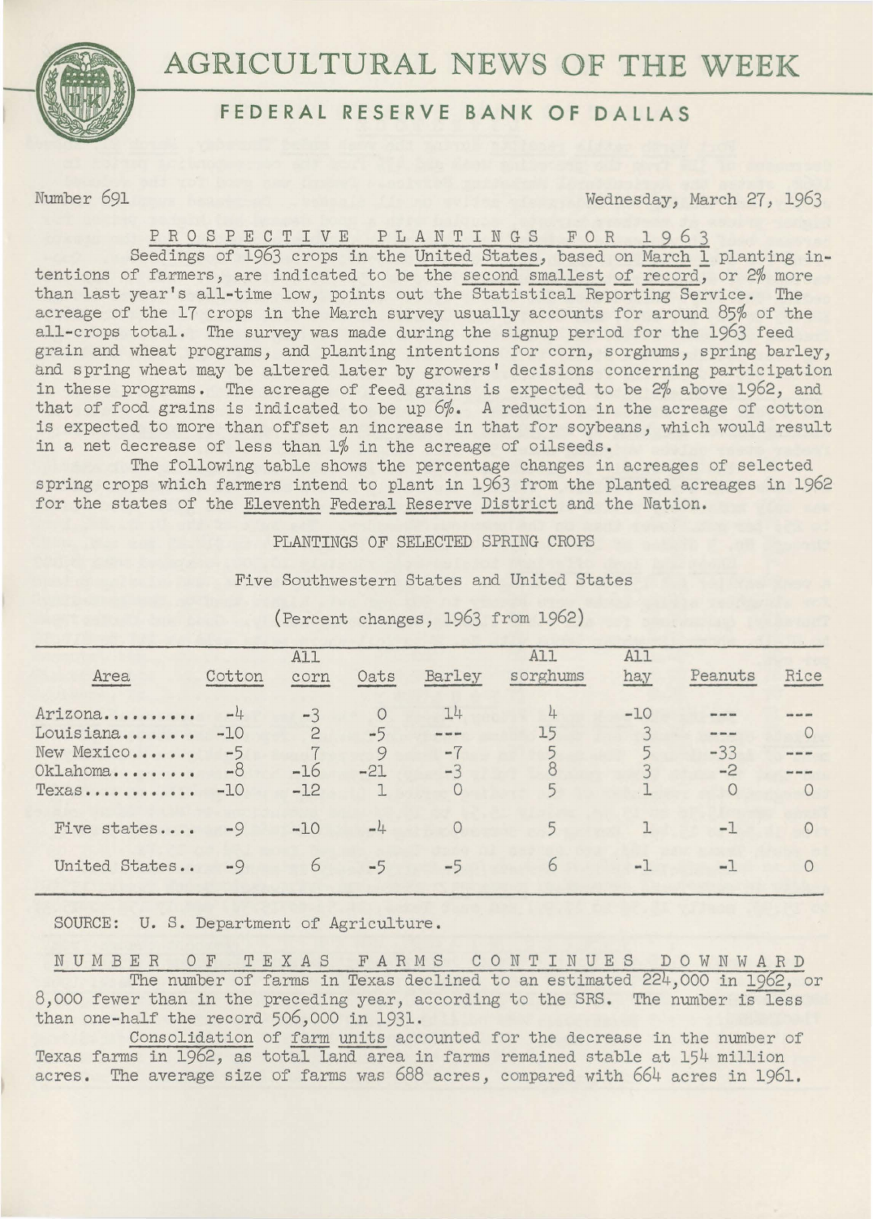# AGRICULTURAL NEWS OF THE WEEK

## FEDERAL RESERVE BANK OF DALLAS

Number 691 — Wednesday, March 27, 1963

### PROSPECTIVE PLANTINGS FOR 1963

Seedings of 1963 crops in the United States, based on March 1 planting intentions of farmers, are indicated to be the second smallest of record, or 2% more than last year's all-time low, points out the Statistical Reporting Service. The acreage of the 17 crops in the March survey usually accounts for around 85% of the all-crops total. The survey was made during the signup period for the 1963 feed grain and wheat programs, and planting intentions for corn, sorghums, spring barley, and spring wheat may be altered later by growers' decisions concerning participation in these programs. The acreage of feed grains is expected to be 2% above 1962, and that of food grains is indicated to be up 6%. A reduction in the acreage of cotton is expected to more than offset an increase in that for soybeans, which would result in a net decrease of less than 1% in the acreage of oilseeds.

The following table shows the percentage changes in acreages of selected spring crops which farmers intend to plant in 1963 from the planted acreages in 1962 for the states of the Eleventh Federal Reserve District and the Nation.

PLANTINGS OF SELECTED SPRING CROPS

Five Southwestern States and United States

(Percent changes, 1963 from 1962)

| Area | Cotton | All corn | Oats | Barley | All sorghums | All hay | Peanuts | Rice |
|---|---|---|---|---|---|---|---|---|
| Arizona.......... | -4 | -3 | 0 | 14 | 4 | -10 | --- | --- |
| Louisiana........ | -10 | 2 | -5 | --- | 15 | 3 | --- | 0 |
| New Mexico....... | -5 | 7 | 9 | -7 | 5 | 5 | -33 | --- |
| Oklahoma......... | -8 | -16 | -21 | -3 | 8 | 3 | -2 | --- |
| Texas............ | -10 | -12 | 1 | 0 | 5 | 1 | 0 | 0 |
| Five states.... | -9 | -10 | -4 | 0 | 5 | 1 | -1 | 0 |
| United States.. | -9 | 6 | -5 | -5 | 6 | -1 | -1 | 0 |

SOURCE: U. S. Department of Agriculture.

### NUMBER OF TEXAS FARMS CONTINUES DOWNWARD

The number of farms in Texas declined to an estimated 224,000 in 1962, or 8,000 fewer than in the preceding year, according to the SRS. The number is less than one-half the record 506,000 in 1931.

Consolidation of farm units accounted for the decrease in the number of Texas farms in 1962, as total land area in farms remained stable at 154 million acres. The average size of farms was 688 acres, compared with 664 acres in 1961.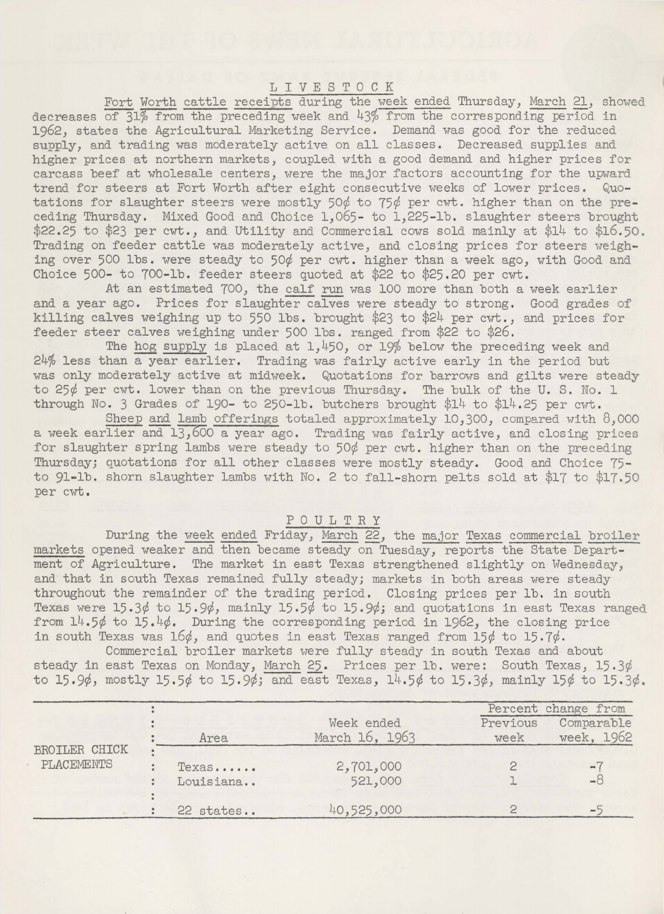## LIVESTOCK

Fort Worth cattle receipts during the week ended Thursday, March 21, showed decreases of 31% from the preceding week and 43% from the corresponding period in 1962, states the Agricultural Marketing Service. Demand was good for the reduced supply, and trading was moderately active on all classes. Decreased supplies and higher prices at northern markets, coupled with a good demand and higher prices for carcass beef at wholesale centers, were the major factors accounting for the upward trend for steers at Fort Worth after eight consecutive weeks of lower prices. Quotations for slaughter steers were mostly 50¢ to 75¢ per cwt. higher than on the preceding Thursday. Mixed Good and Choice 1,065- to 1,225-lb. slaughter steers brought \$22.25 to \$23 per cwt., and Utility and Commercial cows sold mainly at \$14 to \$16.50. Trading on feeder cattle was moderately active, and closing prices for steers weighing over 500 lbs. were steady to 50¢ per cwt. higher than a week ago, with Good and Choice 500- to 700-lb. feeder steers quoted at \$22 to \$25.20 per cwt.

At an estimated 700, the calf run was 100 more than both a week earlier and a year ago. Prices for slaughter calves were steady to strong. Good grades of killing calves weighing up to 550 lbs. brought \$23 to \$24 per cwt., and prices for feeder steer calves weighing under 500 lbs. ranged from \$22 to \$26.

The hog supply is placed at 1,450, or 19% below the preceding week and 24% less than a year earlier. Trading was fairly active early in the period but was only moderately active at midweek. Quotations for barrows and gilts were steady to 25¢ per cwt. lower than on the previous Thursday. The bulk of the U. S. No. 1 through No. 3 Grades of 190- to 250-lb. butchers brought \$14 to \$14.25 per cwt.

Sheep and lamb offerings totaled approximately 10,300, compared with 8,000 a week earlier and 13,600 a year ago. Trading was fairly active, and closing prices for slaughter spring lambs were steady to 50¢ per cwt. higher than on the preceding Thursday; quotations for all other classes were mostly steady. Good and Choice 75- to 91-lb. shorn slaughter lambs with No. 2 to fall-shorn pelts sold at \$17 to \$17.50 per cwt.

## POULTRY

During the week ended Friday, March 22, the major Texas commercial broiler markets opened weaker and then became steady on Tuesday, reports the State Department of Agriculture. The market in east Texas strengthened slightly on Wednesday, and that in south Texas remained fully steady; markets in both areas were steady throughout the remainder of the trading period. Closing prices per lb. in south Texas were 15.3¢ to 15.9¢, mainly 15.5¢ to 15.9¢; and quotations in east Texas ranged from 14.5¢ to 15.4¢. During the corresponding period in 1962, the closing price in south Texas was 16¢, and quotes in east Texas ranged from 15¢ to 15.7¢.

Commercial broiler markets were fully steady in south Texas and about steady in east Texas on Monday, March 25. Prices per lb. were: South Texas, 15.3¢ to 15.9¢, mostly 15.5¢ to 15.9¢; and east Texas, 14.5¢ to 15.3¢, mainly 15¢ to 15.3¢.

| | | | Percent change from | |
|---|---|---|---|---|
| | Area | Week ended March 16, 1963 | Previous week | Comparable week, 1962 |
| BROILER CHICK PLACEMENTS | Texas...... | 2,701,000 | 2 | -7 |
| | Louisiana.. | 521,000 | 1 | -8 |
| | 22 states.. | 40,525,000 | 2 | -5 |